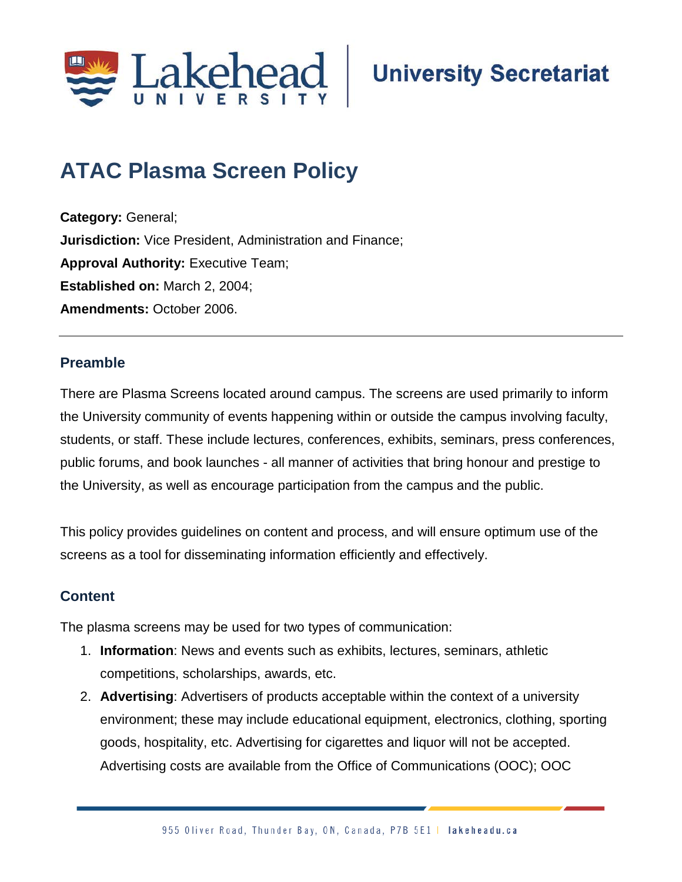University Secretariat

# ATAC Plasma Screen Policy

**Category:** General;
**Jurisdiction:** Vice President, Administration and Finance;
**Approval Authority:** Executive Team;
**Established on:** March 2, 2004;
**Amendments:** October 2006.

---

## Preamble

There are Plasma Screens located around campus. The screens are used primarily to inform the University community of events happening within or outside the campus involving faculty, students, or staff. These include lectures, conferences, exhibits, seminars, press conferences, public forums, and book launches - all manner of activities that bring honour and prestige to the University, as well as encourage participation from the campus and the public.

This policy provides guidelines on content and process, and will ensure optimum use of the screens as a tool for disseminating information efficiently and effectively.

## Content

The plasma screens may be used for two types of communication:

1. **Information**: News and events such as exhibits, lectures, seminars, athletic competitions, scholarships, awards, etc.
2. **Advertising**: Advertisers of products acceptable within the context of a university environment; these may include educational equipment, electronics, clothing, sporting goods, hospitality, etc. Advertising for cigarettes and liquor will not be accepted. Advertising costs are available from the Office of Communications (OOC); OOC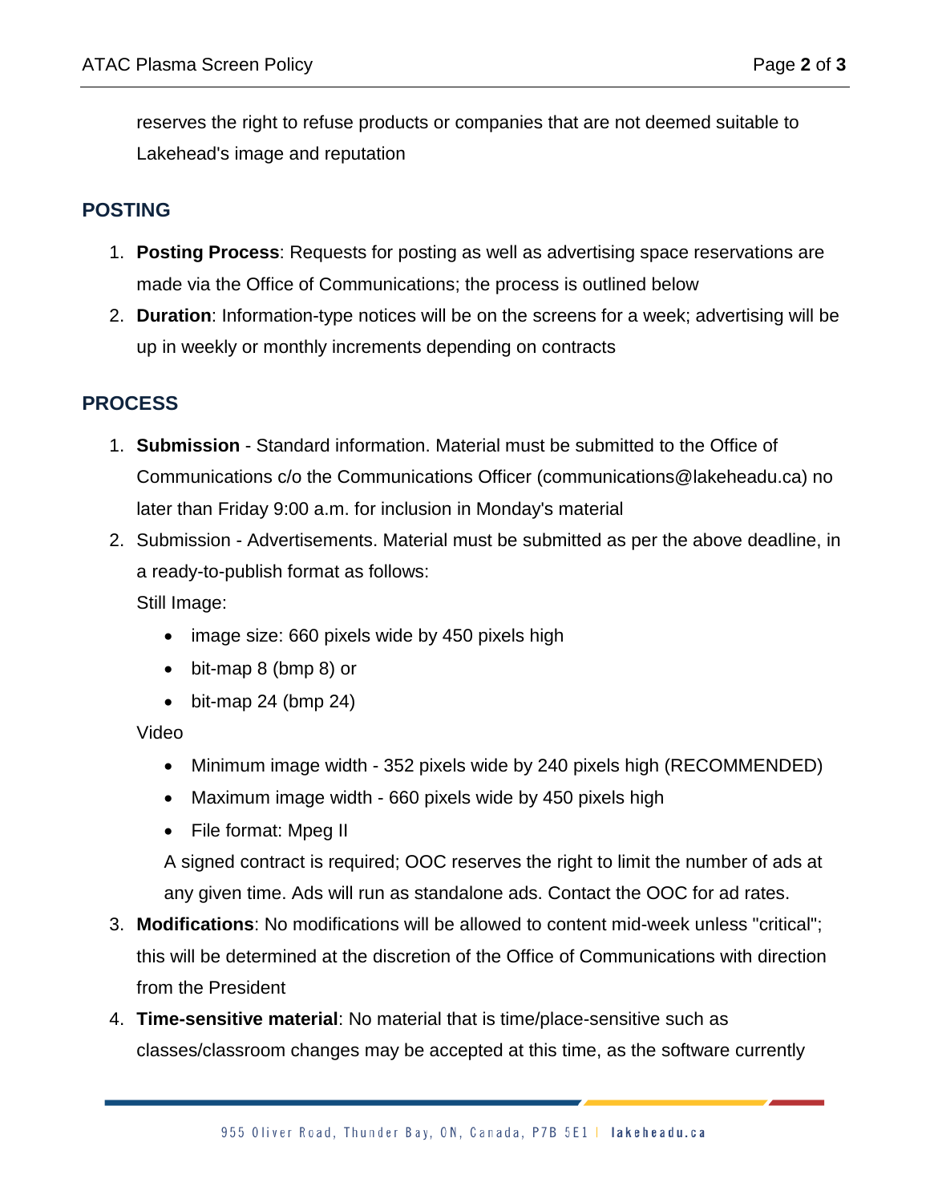reserves the right to refuse products or companies that are not deemed suitable to Lakehead's image and reputation

## POSTING

1. **Posting Process**: Requests for posting as well as advertising space reservations are made via the Office of Communications; the process is outlined below
2. **Duration**: Information-type notices will be on the screens for a week; advertising will be up in weekly or monthly increments depending on contracts

## PROCESS

1. **Submission** - Standard information. Material must be submitted to the Office of Communications c/o the Communications Officer (communications@lakeheadu.ca) no later than Friday 9:00 a.m. for inclusion in Monday's material
2. Submission - Advertisements. Material must be submitted as per the above deadline, in a ready-to-publish format as follows:

   Still Image:

   - image size: 660 pixels wide by 450 pixels high
   - bit-map 8 (bmp 8) or
   - bit-map 24 (bmp 24)

   Video

   - Minimum image width - 352 pixels wide by 240 pixels high (RECOMMENDED)
   - Maximum image width - 660 pixels wide by 450 pixels high
   - File format: Mpeg II

   A signed contract is required; OOC reserves the right to limit the number of ads at any given time. Ads will run as standalone ads. Contact the OOC for ad rates.
3. **Modifications**: No modifications will be allowed to content mid-week unless "critical"; this will be determined at the discretion of the Office of Communications with direction from the President
4. **Time-sensitive material**: No material that is time/place-sensitive such as classes/classroom changes may be accepted at this time, as the software currently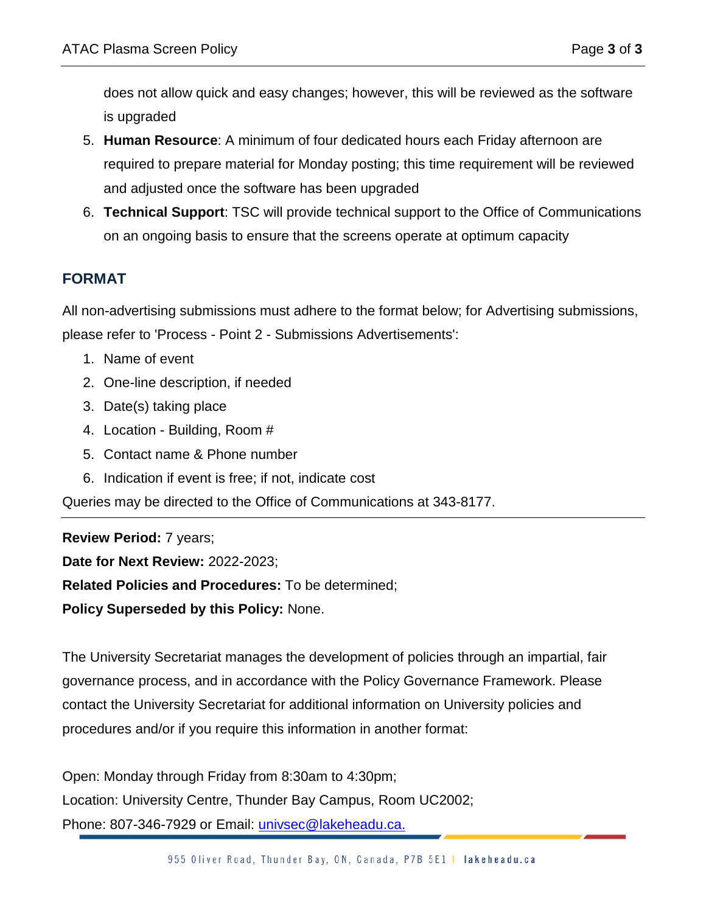does not allow quick and easy changes; however, this will be reviewed as the software is upgraded

5. **Human Resource**: A minimum of four dedicated hours each Friday afternoon are required to prepare material for Monday posting; this time requirement will be reviewed and adjusted once the software has been upgraded
6. **Technical Support**: TSC will provide technical support to the Office of Communications on an ongoing basis to ensure that the screens operate at optimum capacity

## FORMAT

All non-advertising submissions must adhere to the format below; for Advertising submissions, please refer to 'Process - Point 2 - Submissions Advertisements':

1. Name of event
2. One-line description, if needed
3. Date(s) taking place
4. Location - Building, Room #
5. Contact name & Phone number
6. Indication if event is free; if not, indicate cost

Queries may be directed to the Office of Communications at 343-8177.

---

**Review Period:** 7 years;

**Date for Next Review:** 2022-2023;

**Related Policies and Procedures:** To be determined;

**Policy Superseded by this Policy:** None.

The University Secretariat manages the development of policies through an impartial, fair governance process, and in accordance with the Policy Governance Framework. Please contact the University Secretariat for additional information on University policies and procedures and/or if you require this information in another format:

Open: Monday through Friday from 8:30am to 4:30pm;

Location: University Centre, Thunder Bay Campus, Room UC2002;

Phone: 807-346-7929 or Email: univsec@lakeheadu.ca.